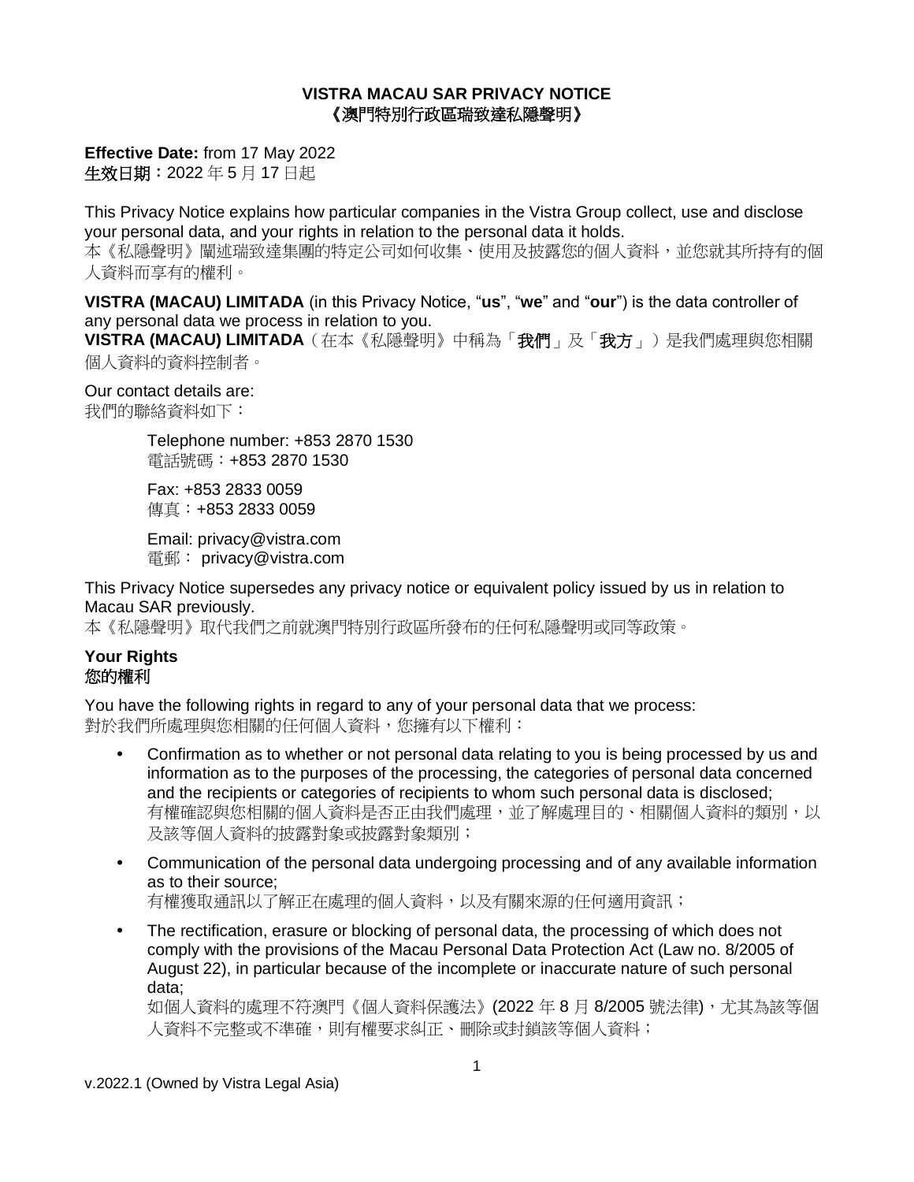# VISTRA MACAU SAR PRIVACY NOTICE
# 《澳門特別行政區瑞致達私隱聲明》

**Effective Date:** from 17 May 2022
**生效日期：**2022 年 5 月 17 日起

This Privacy Notice explains how particular companies in the Vistra Group collect, use and disclose your personal data, and your rights in relation to the personal data it holds.
本《私隱聲明》闡述瑞致達集團的特定公司如何收集、使用及披露您的個人資料，並您就其所持有的個人資料而享有的權利。

**VISTRA (MACAU) LIMITADA** (in this Privacy Notice, "**us**", "**we**" and "**our**") is the data controller of any personal data we process in relation to you.
**VISTRA (MACAU) LIMITADA**（在本《私隱聲明》中稱為「**我們**」及「**我方**」）是我們處理與您相關個人資料的資料控制者。

Our contact details are:
我們的聯絡資料如下：

> Telephone number: +853 2870 1530
> 電話號碼：+853 2870 1530
>
> Fax: +853 2833 0059
> 傳真：+853 2833 0059
>
> Email: privacy@vistra.com
> 電郵： privacy@vistra.com

This Privacy Notice supersedes any privacy notice or equivalent policy issued by us in relation to Macau SAR previously.
本《私隱聲明》取代我們之前就澳門特別行政區所發布的任何私隱聲明或同等政策。

## Your Rights
## 您的權利

You have the following rights in regard to any of your personal data that we process:
對於我們所處理與您相關的任何個人資料，您擁有以下權利：

- Confirmation as to whether or not personal data relating to you is being processed by us and information as to the purposes of the processing, the categories of personal data concerned and the recipients or categories of recipients to whom such personal data is disclosed;
  有權確認與您相關的個人資料是否正由我們處理，並了解處理目的、相關個人資料的類別，以及該等個人資料的披露對象或披露對象類別；
- Communication of the personal data undergoing processing and of any available information as to their source;
  有權獲取通訊以了解正在處理的個人資料，以及有關來源的任何適用資訊；
- The rectification, erasure or blocking of personal data, the processing of which does not comply with the provisions of the Macau Personal Data Protection Act (Law no. 8/2005 of August 22), in particular because of the incomplete or inaccurate nature of such personal data;
  如個人資料的處理不符澳門《個人資料保護法》(2022 年 8 月 8/2005 號法律)，尤其為該等個人資料不完整或不準確，則有權要求糾正、刪除或封鎖該等個人資料；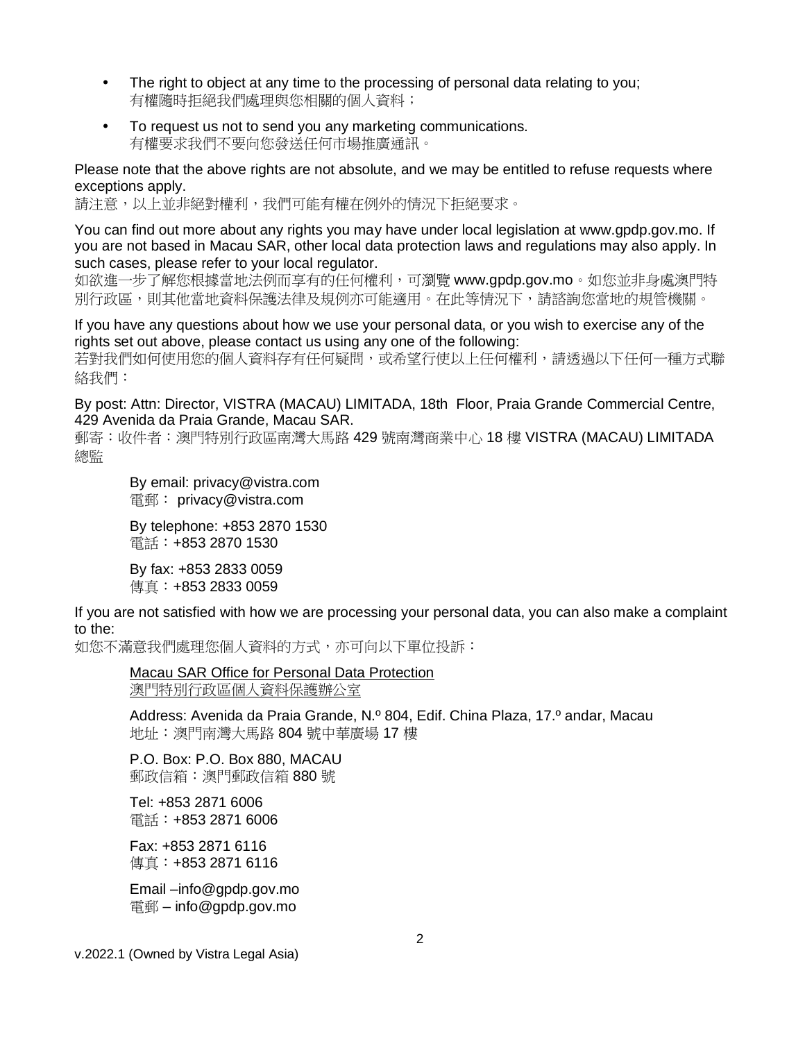- The right to object at any time to the processing of personal data relating to you;
  有權隨時拒絕我們處理與您相關的個人資料；
- To request us not to send you any marketing communications.
  有權要求我們不要向您發送任何市場推廣通訊。

Please note that the above rights are not absolute, and we may be entitled to refuse requests where exceptions apply.
請注意，以上並非絕對權利，我們可能有權在例外的情況下拒絕要求。

You can find out more about any rights you may have under local legislation at www.gpdp.gov.mo. If you are not based in Macau SAR, other local data protection laws and regulations may also apply. In such cases, please refer to your local regulator.
如欲進一步了解您根據當地法例而享有的任何權利，可瀏覽 www.gpdp.gov.mo。如您並非身處澳門特別行政區，則其他當地資料保護法律及規例亦可能適用。在此等情況下，請諮詢您當地的規管機關。

If you have any questions about how we use your personal data, or you wish to exercise any of the rights set out above, please contact us using any one of the following:
若對我們如何使用您的個人資料存有任何疑問，或希望行使以上任何權利，請透過以下任何一種方式聯絡我們：

By post: Attn: Director, VISTRA (MACAU) LIMITADA, 18th Floor, Praia Grande Commercial Centre, 429 Avenida da Praia Grande, Macau SAR.
郵寄：收件者：澳門特別行政區南灣大馬路 429 號南灣商業中心 18 樓 VISTRA (MACAU) LIMITADA 總監

By email: privacy@vistra.com
電郵： privacy@vistra.com

By telephone: +853 2870 1530
電話：+853 2870 1530

By fax: +853 2833 0059
傳真：+853 2833 0059

If you are not satisfied with how we are processing your personal data, you can also make a complaint to the:
如您不滿意我們處理您個人資料的方式，亦可向以下單位投訴：

Macau SAR Office for Personal Data Protection
澳門特別行政區個人資料保護辦公室

Address: Avenida da Praia Grande, N.º 804, Edif. China Plaza, 17.º andar, Macau
地址：澳門南灣大馬路 804 號中華廣場 17 樓

P.O. Box: P.O. Box 880, MACAU
郵政信箱：澳門郵政信箱 880 號

Tel: +853 2871 6006
電話：+853 2871 6006

Fax: +853 2871 6116
傳真：+853 2871 6116

Email –info@gpdp.gov.mo
電郵 – info@gpdp.gov.mo

v.2022.1 (Owned by Vistra Legal Asia)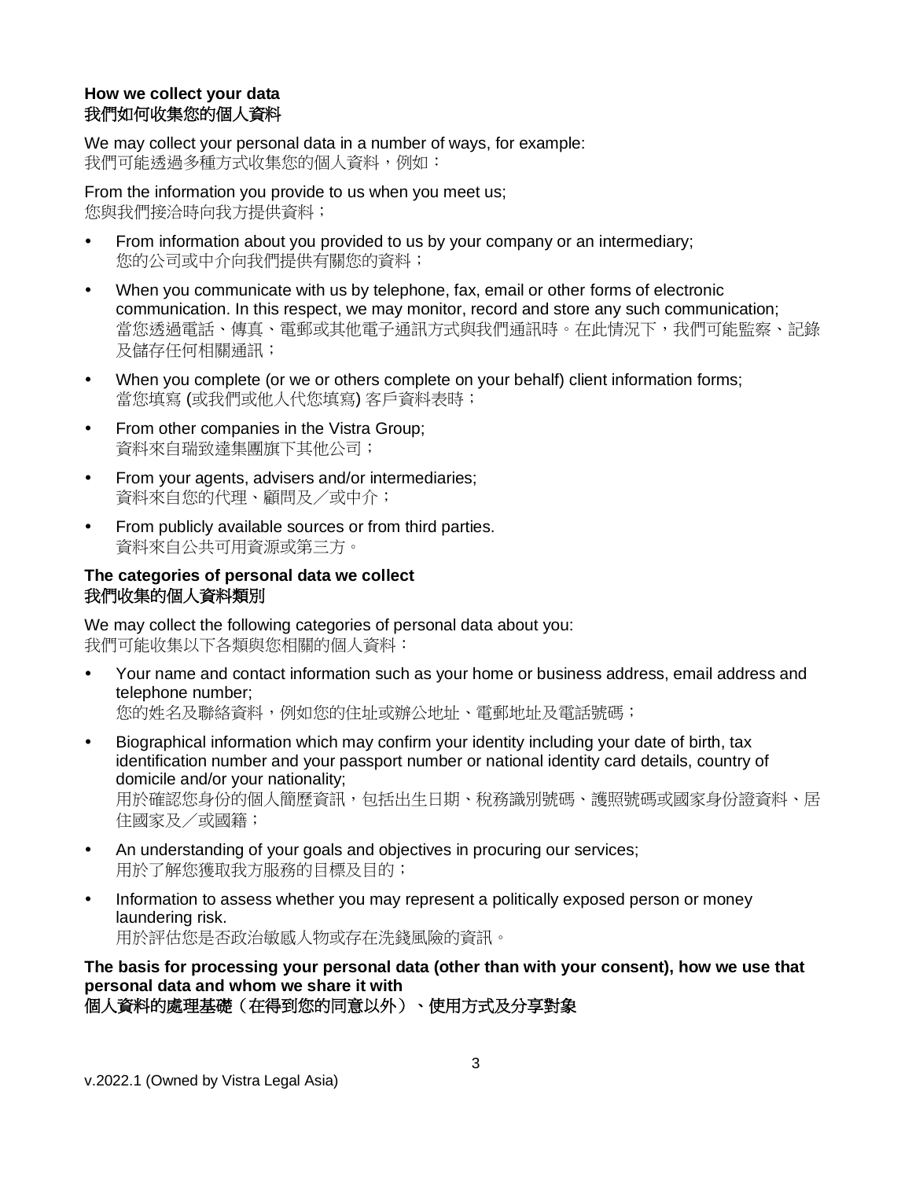**How we collect your data**
**我們如何收集您的個人資料**

We may collect your personal data in a number of ways, for example:
我們可能透過多種方式收集您的個人資料，例如：

From the information you provide to us when you meet us;
您與我們接洽時向我方提供資料；

- From information about you provided to us by your company or an intermediary;
  您的公司或中介向我們提供有關您的資料；
- When you communicate with us by telephone, fax, email or other forms of electronic communication. In this respect, we may monitor, record and store any such communication;
  當您透過電話、傳真、電郵或其他電子通訊方式與我們通訊時。在此情況下，我們可能監察、記錄及儲存任何相關通訊；
- When you complete (or we or others complete on your behalf) client information forms;
  當您填寫 (或我們或他人代您填寫) 客戶資料表時；
- From other companies in the Vistra Group;
  資料來自瑞致達集團旗下其他公司；
- From your agents, advisers and/or intermediaries;
  資料來自您的代理、顧問及／或中介；
- From publicly available sources or from third parties.
  資料來自公共可用資源或第三方。

**The categories of personal data we collect**
**我們收集的個人資料類別**

We may collect the following categories of personal data about you:
我們可能收集以下各類與您相關的個人資料：

- Your name and contact information such as your home or business address, email address and telephone number;
  您的姓名及聯絡資料，例如您的住址或辦公地址、電郵地址及電話號碼；
- Biographical information which may confirm your identity including your date of birth, tax identification number and your passport number or national identity card details, country of domicile and/or your nationality;
  用於確認您身份的個人簡歷資訊，包括出生日期、稅務識別號碼、護照號碼或國家身份證資料、居住國家及／或國籍；
- An understanding of your goals and objectives in procuring our services;
  用於了解您獲取我方服務的目標及目的；
- Information to assess whether you may represent a politically exposed person or money laundering risk.
  用於評估您是否政治敏感人物或存在洗錢風險的資訊。

**The basis for processing your personal data (other than with your consent), how we use that personal data and whom we share it with**
**個人資料的處理基礎（在得到您的同意以外）、使用方式及分享對象**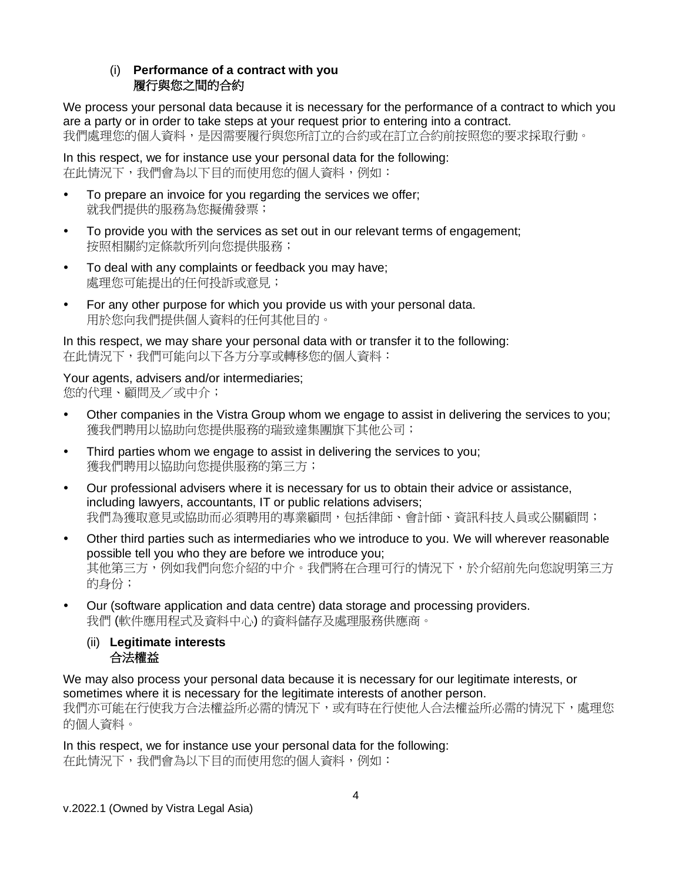(i) **Performance of a contract with you**
**履行與您之間的合約**

We process your personal data because it is necessary for the performance of a contract to which you are a party or in order to take steps at your request prior to entering into a contract.
我們處理您的個人資料，是因需要履行與您所訂立的合約或在訂立合約前按照您的要求採取行動。

In this respect, we for instance use your personal data for the following:
在此情況下，我們會為以下目的而使用您的個人資料，例如：

- To prepare an invoice for you regarding the services we offer;
  就我們提供的服務為您擬備發票；
- To provide you with the services as set out in our relevant terms of engagement;
  按照相關約定條款所列向您提供服務；
- To deal with any complaints or feedback you may have;
  處理您可能提出的任何投訴或意見；
- For any other purpose for which you provide us with your personal data.
  用於您向我們提供個人資料的任何其他目的。

In this respect, we may share your personal data with or transfer it to the following:
在此情況下，我們可能向以下各方分享或轉移您的個人資料：

Your agents, advisers and/or intermediaries;
您的代理、顧問及／或中介；

- Other companies in the Vistra Group whom we engage to assist in delivering the services to you;
  獲我們聘用以協助向您提供服務的瑞致達集團旗下其他公司；
- Third parties whom we engage to assist in delivering the services to you;
  獲我們聘用以協助向您提供服務的第三方；
- Our professional advisers where it is necessary for us to obtain their advice or assistance, including lawyers, accountants, IT or public relations advisers;
  我們為獲取意見或協助而必須聘用的專業顧問，包括律師、會計師、資訊科技人員或公關顧問；
- Other third parties such as intermediaries who we introduce to you. We will wherever reasonable possible tell you who they are before we introduce you;
  其他第三方，例如我們向您介紹的中介。我們將在合理可行的情況下，於介紹前先向您說明第三方的身份；
- Our (software application and data centre) data storage and processing providers.
  我們 (軟件應用程式及資料中心) 的資料儲存及處理服務供應商。

(ii) **Legitimate interests**
**合法權益**

We may also process your personal data because it is necessary for our legitimate interests, or sometimes where it is necessary for the legitimate interests of another person.
我們亦可能在行使我方合法權益所必需的情況下，或有時在行使他人合法權益所必需的情況下，處理您的個人資料。

In this respect, we for instance use your personal data for the following:
在此情況下，我們會為以下目的而使用您的個人資料，例如：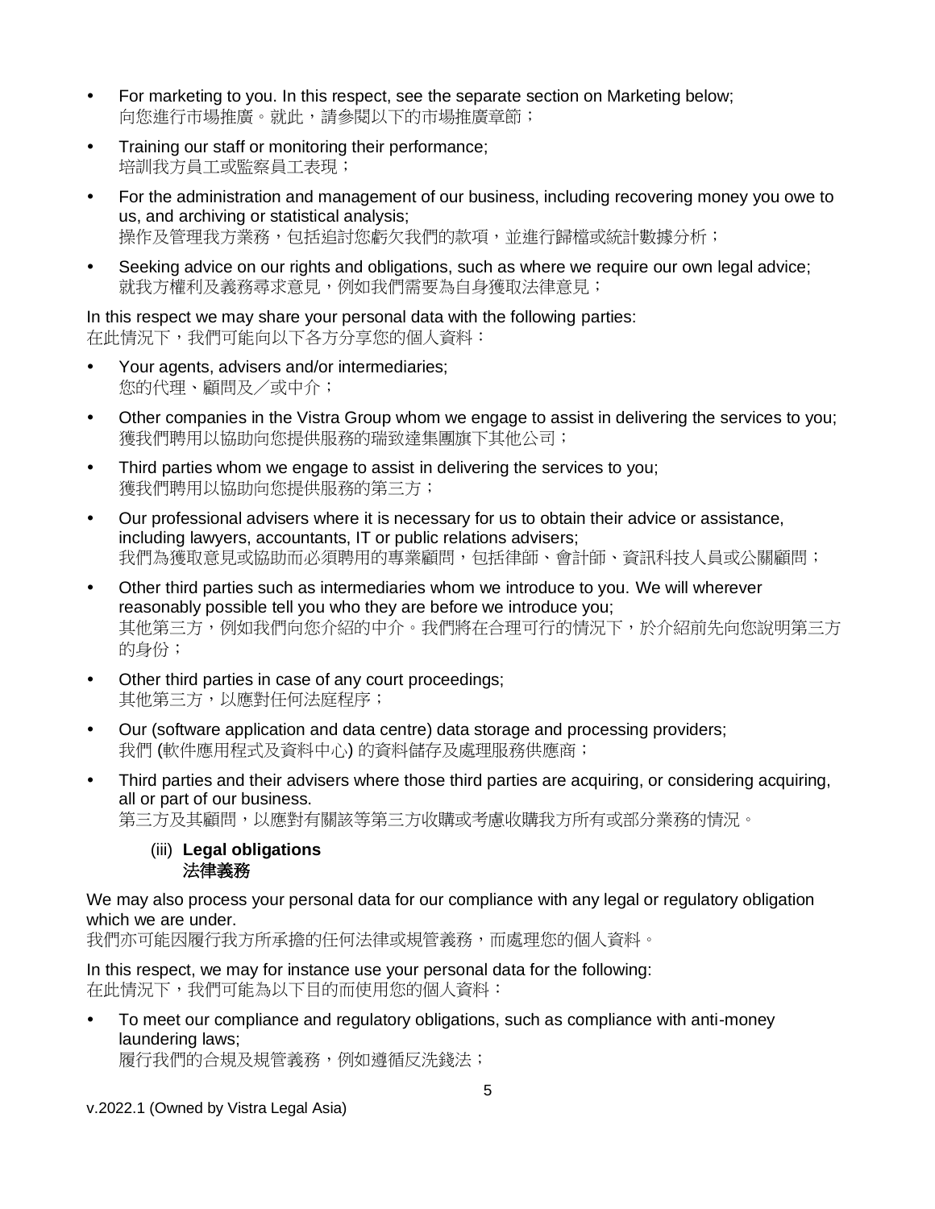- For marketing to you. In this respect, see the separate section on Marketing below;
  向您進行市場推廣。就此，請參閱以下的市場推廣章節；
- Training our staff or monitoring their performance;
  培訓我方員工或監察員工表現；
- For the administration and management of our business, including recovering money you owe to us, and archiving or statistical analysis;
  操作及管理我方業務，包括追討您虧欠我們的款項，並進行歸檔或統計數據分析；
- Seeking advice on our rights and obligations, such as where we require our own legal advice;
  就我方權利及義務尋求意見，例如我們需要為自身獲取法律意見；

In this respect we may share your personal data with the following parties:
在此情況下，我們可能向以下各方分享您的個人資料：

- Your agents, advisers and/or intermediaries;
  您的代理、顧問及／或中介；
- Other companies in the Vistra Group whom we engage to assist in delivering the services to you;
  獲我們聘用以協助向您提供服務的瑞致達集團旗下其他公司；
- Third parties whom we engage to assist in delivering the services to you;
  獲我們聘用以協助向您提供服務的第三方；
- Our professional advisers where it is necessary for us to obtain their advice or assistance, including lawyers, accountants, IT or public relations advisers;
  我們為獲取意見或協助而必須聘用的專業顧問，包括律師、會計師、資訊科技人員或公關顧問；
- Other third parties such as intermediaries whom we introduce to you. We will wherever reasonably possible tell you who they are before we introduce you;
  其他第三方，例如我們向您介紹的中介。我們將在合理可行的情況下，於介紹前先向您說明第三方的身份；
- Other third parties in case of any court proceedings;
  其他第三方，以應對任何法庭程序；
- Our (software application and data centre) data storage and processing providers;
  我們 (軟件應用程式及資料中心) 的資料儲存及處理服務供應商；
- Third parties and their advisers where those third parties are acquiring, or considering acquiring, all or part of our business.
  第三方及其顧問，以應對有關該等第三方收購或考慮收購我方所有或部分業務的情況。

### (iii) Legal obligations 法律義務

We may also process your personal data for our compliance with any legal or regulatory obligation which we are under.
我們亦可能因履行我方所承擔的任何法律或規管義務，而處理您的個人資料。

In this respect, we may for instance use your personal data for the following:
在此情況下，我們可能為以下目的而使用您的個人資料：

- To meet our compliance and regulatory obligations, such as compliance with anti-money laundering laws;
  履行我們的合規及規管義務，例如遵循反洗錢法；

v.2022.1 (Owned by Vistra Legal Asia)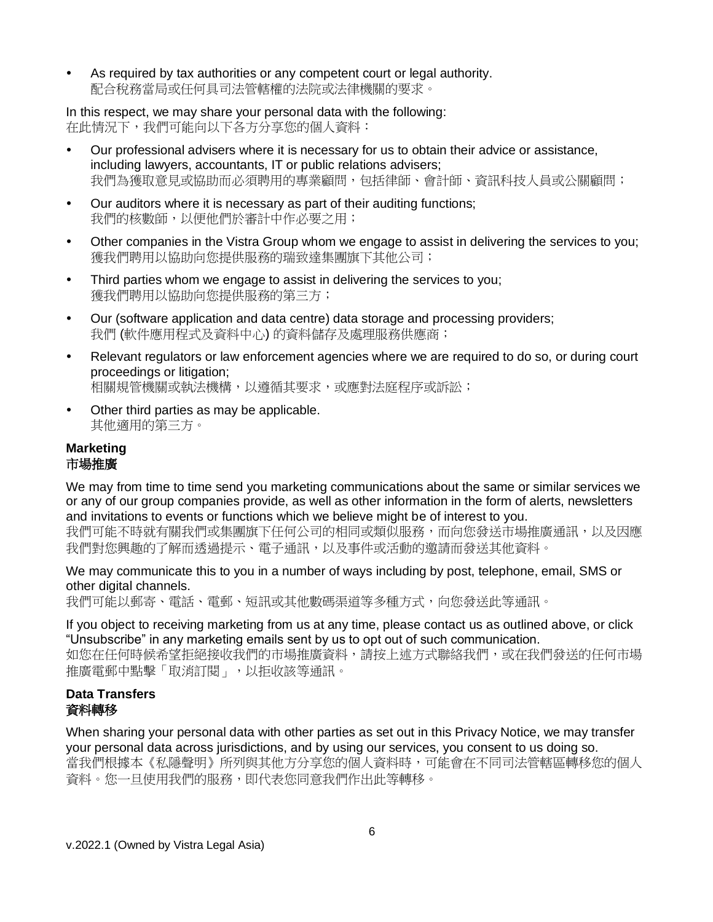- As required by tax authorities or any competent court or legal authority.
  配合稅務當局或任何具司法管轄權的法院或法律機關的要求。

In this respect, we may share your personal data with the following:
在此情況下，我們可能向以下各方分享您的個人資料：

- Our professional advisers where it is necessary for us to obtain their advice or assistance, including lawyers, accountants, IT or public relations advisers;
  我們為獲取意見或協助而必須聘用的專業顧問，包括律師、會計師、資訊科技人員或公關顧問；
- Our auditors where it is necessary as part of their auditing functions;
  我們的核數師，以便他們於審計中作必要之用；
- Other companies in the Vistra Group whom we engage to assist in delivering the services to you;
  獲我們聘用以協助向您提供服務的瑞致達集團旗下其他公司；
- Third parties whom we engage to assist in delivering the services to you;
  獲我們聘用以協助向您提供服務的第三方；
- Our (software application and data centre) data storage and processing providers;
  我們 (軟件應用程式及資料中心) 的資料儲存及處理服務供應商；
- Relevant regulators or law enforcement agencies where we are required to do so, or during court proceedings or litigation;
  相關規管機關或執法機構，以遵循其要求，或應對法庭程序或訴訟；
- Other third parties as may be applicable.
  其他適用的第三方。

**Marketing**
**市場推廣**

We may from time to time send you marketing communications about the same or similar services we or any of our group companies provide, as well as other information in the form of alerts, newsletters and invitations to events or functions which we believe might be of interest to you.
我們可能不時就有關我們或集團旗下任何公司的相同或類似服務，而向您發送市場推廣通訊，以及因應我們對您興趣的了解而透過提示、電子通訊，以及事件或活動的邀請而發送其他資料。

We may communicate this to you in a number of ways including by post, telephone, email, SMS or other digital channels.
我們可能以郵寄、電話、電郵、短訊或其他數碼渠道等多種方式，向您發送此等通訊。

If you object to receiving marketing from us at any time, please contact us as outlined above, or click “Unsubscribe” in any marketing emails sent by us to opt out of such communication.
如您在任何時候希望拒絕接收我們的市場推廣資料，請按上述方式聯絡我們，或在我們發送的任何市場推廣電郵中點擊「取消訂閱」，以拒收該等通訊。

**Data Transfers**
**資料轉移**

When sharing your personal data with other parties as set out in this Privacy Notice, we may transfer your personal data across jurisdictions, and by using our services, you consent to us doing so.
當我們根據本《私隱聲明》所列與其他方分享您的個人資料時，可能會在不同司法管轄區轉移您的個人資料。您一旦使用我們的服務，即代表您同意我們作出此等轉移。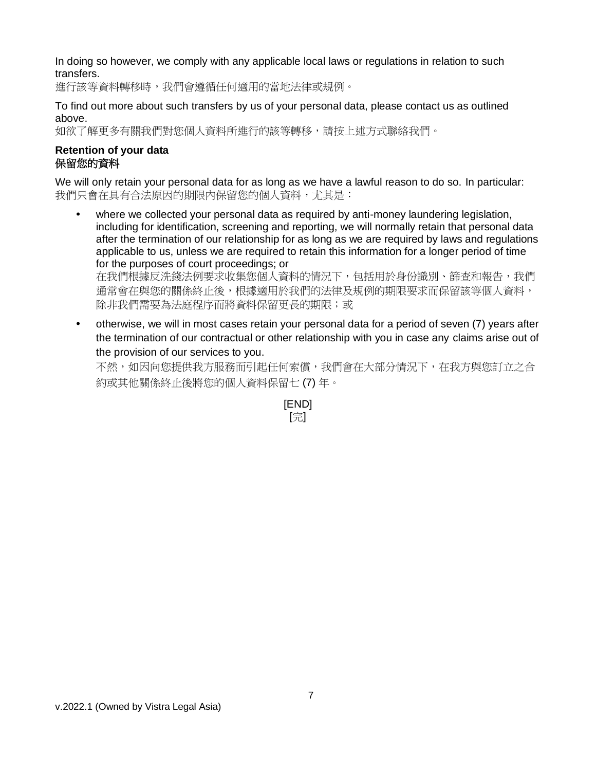In doing so however, we comply with any applicable local laws or regulations in relation to such transfers.
進行該等資料轉移時，我們會遵循任何適用的當地法律或規例。

To find out more about such transfers by us of your personal data, please contact us as outlined above.
如欲了解更多有關我們對您個人資料所進行的該等轉移，請按上述方式聯絡我們。

**Retention of your data**
**保留您的資料**

We will only retain your personal data for as long as we have a lawful reason to do so. In particular:
我們只會在具有合法原因的期限內保留您的個人資料，尤其是：

- where we collected your personal data as required by anti-money laundering legislation, including for identification, screening and reporting, we will normally retain that personal data after the termination of our relationship for as long as we are required by laws and regulations applicable to us, unless we are required to retain this information for a longer period of time for the purposes of court proceedings; or
  在我們根據反洗錢法例要求收集您個人資料的情況下，包括用於身份識別、篩查和報告，我們通常會在與您的關係終止後，根據適用於我們的法律及規例的期限要求而保留該等個人資料，除非我們需要為法庭程序而將資料保留更長的期限；或
- otherwise, we will in most cases retain your personal data for a period of seven (7) years after the termination of our contractual or other relationship with you in case any claims arise out of the provision of our services to you.
  不然，如因向您提供我方服務而引起任何索償，我們會在大部分情況下，在我方與您訂立之合約或其他關係終止後將您的個人資料保留七 (7) 年。

[END]
[完]

v.2022.1 (Owned by Vistra Legal Asia)